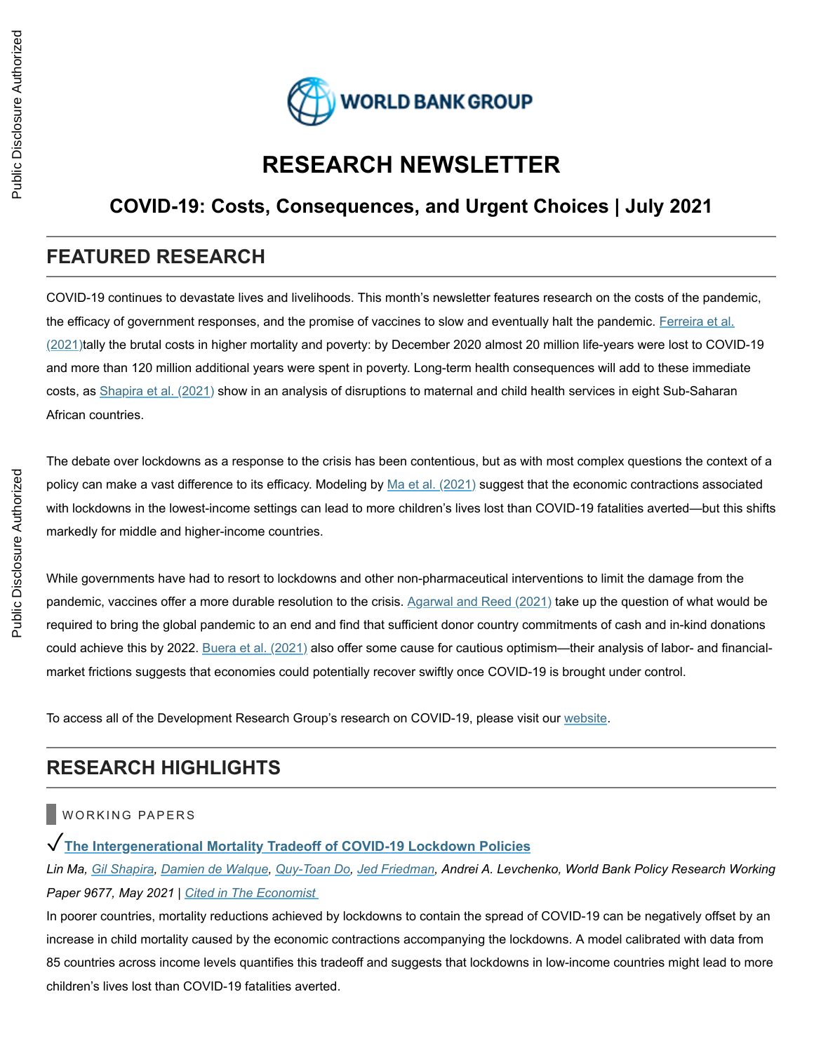# RESEARCH NEWSLETTER

## COVID-19: Costs, Consequences, and Urgent Choices | July 2021

## FEATURED RESEARCH

COVID-19 continues to devastate lives and livelihoods. This month's newsletter features research on the costs of the pandemic, the efficacy of government responses, and the promise of vaccines to slow and eventually halt the pandemic. Ferreira et al. (2021)tally the brutal costs in higher mortality and poverty: by December 2020 almost 20 million life-years were lost to COVID-19 and more than 120 million additional years were spent in poverty. Long-term health consequences will add to these immediate costs, as Shapira et al. (2021) show in an analysis of disruptions to maternal and child health services in eight Sub-Saharan African countries.

The debate over lockdowns as a response to the crisis has been contentious, but as with most complex questions the context of a policy can make a vast difference to its efficacy. Modeling by Ma et al. (2021) suggest that the economic contractions associated with lockdowns in the lowest-income settings can lead to more children's lives lost than COVID-19 fatalities averted—but this shifts markedly for middle and higher-income countries.

While governments have had to resort to lockdowns and other non-pharmaceutical interventions to limit the damage from the pandemic, vaccines offer a more durable resolution to the crisis. Agarwal and Reed (2021) take up the question of what would be required to bring the global pandemic to an end and find that sufficient donor country commitments of cash and in-kind donations could achieve this by 2022. Buera et al. (2021) also offer some cause for cautious optimism—their analysis of labor- and financial-market frictions suggests that economies could potentially recover swiftly once COVID-19 is brought under control.

To access all of the Development Research Group's research on COVID-19, please visit our website.

## RESEARCH HIGHLIGHTS

### WORKING PAPERS

### √ The Intergenerational Mortality Tradeoff of COVID-19 Lockdown Policies

*Lin Ma, Gil Shapira, Damien de Walque, Quy-Toan Do, Jed Friedman, Andrei A. Levchenko, World Bank Policy Research Working Paper 9677, May 2021 | Cited in The Economist*

In poorer countries, mortality reductions achieved by lockdowns to contain the spread of COVID-19 can be negatively offset by an increase in child mortality caused by the economic contractions accompanying the lockdowns. A model calibrated with data from 85 countries across income levels quantifies this tradeoff and suggests that lockdowns in low-income countries might lead to more children's lives lost than COVID-19 fatalities averted.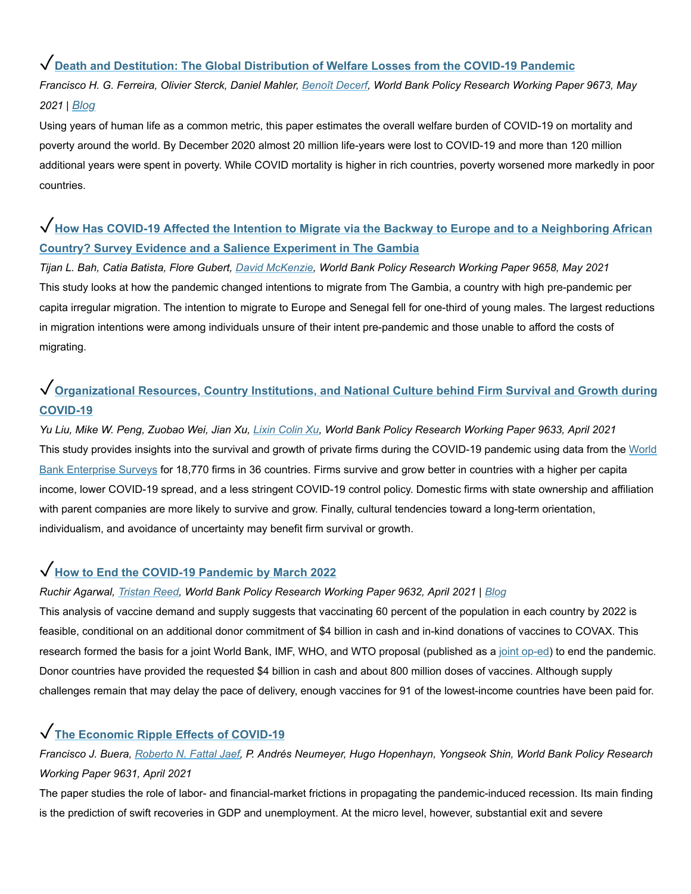### √ Death and Destitution: The Global Distribution of Welfare Losses from the COVID-19 Pandemic

*Francisco H. G. Ferreira, Olivier Sterck, Daniel Mahler, Benoît Decerf, World Bank Policy Research Working Paper 9673, May 2021 | Blog*

Using years of human life as a common metric, this paper estimates the overall welfare burden of COVID-19 on mortality and poverty around the world. By December 2020 almost 20 million life-years were lost to COVID-19 and more than 120 million additional years were spent in poverty. While COVID mortality is higher in rich countries, poverty worsened more markedly in poor countries.

### √ How Has COVID-19 Affected the Intention to Migrate via the Backway to Europe and to a Neighboring African Country? Survey Evidence and a Salience Experiment in The Gambia

*Tijan L. Bah, Catia Batista, Flore Gubert, David McKenzie, World Bank Policy Research Working Paper 9658, May 2021*

This study looks at how the pandemic changed intentions to migrate from The Gambia, a country with high pre-pandemic per capita irregular migration. The intention to migrate to Europe and Senegal fell for one-third of young males. The largest reductions in migration intentions were among individuals unsure of their intent pre-pandemic and those unable to afford the costs of migrating.

### √ Organizational Resources, Country Institutions, and National Culture behind Firm Survival and Growth during COVID-19

*Yu Liu, Mike W. Peng, Zuobao Wei, Jian Xu, Lixin Colin Xu, World Bank Policy Research Working Paper 9633, April 2021*

This study provides insights into the survival and growth of private firms during the COVID-19 pandemic using data from the World Bank Enterprise Surveys for 18,770 firms in 36 countries. Firms survive and grow better in countries with a higher per capita income, lower COVID-19 spread, and a less stringent COVID-19 control policy. Domestic firms with state ownership and affiliation with parent companies are more likely to survive and grow. Finally, cultural tendencies toward a long-term orientation, individualism, and avoidance of uncertainty may benefit firm survival or growth.

### √ How to End the COVID-19 Pandemic by March 2022

*Ruchir Agarwal, Tristan Reed, World Bank Policy Research Working Paper 9632, April 2021 | Blog*

This analysis of vaccine demand and supply suggests that vaccinating 60 percent of the population in each country by 2022 is feasible, conditional on an additional donor commitment of $4 billion in cash and in-kind donations of vaccines to COVAX. This research formed the basis for a joint World Bank, IMF, WHO, and WTO proposal (published as a joint op-ed) to end the pandemic. Donor countries have provided the requested $4 billion in cash and about 800 million doses of vaccines. Although supply challenges remain that may delay the pace of delivery, enough vaccines for 91 of the lowest-income countries have been paid for.

### √ The Economic Ripple Effects of COVID-19

*Francisco J. Buera, Roberto N. Fattal Jaef, P. Andrés Neumeyer, Hugo Hopenhayn, Yongseok Shin, World Bank Policy Research Working Paper 9631, April 2021*

The paper studies the role of labor- and financial-market frictions in propagating the pandemic-induced recession. Its main finding is the prediction of swift recoveries in GDP and unemployment. At the micro level, however, substantial exit and severe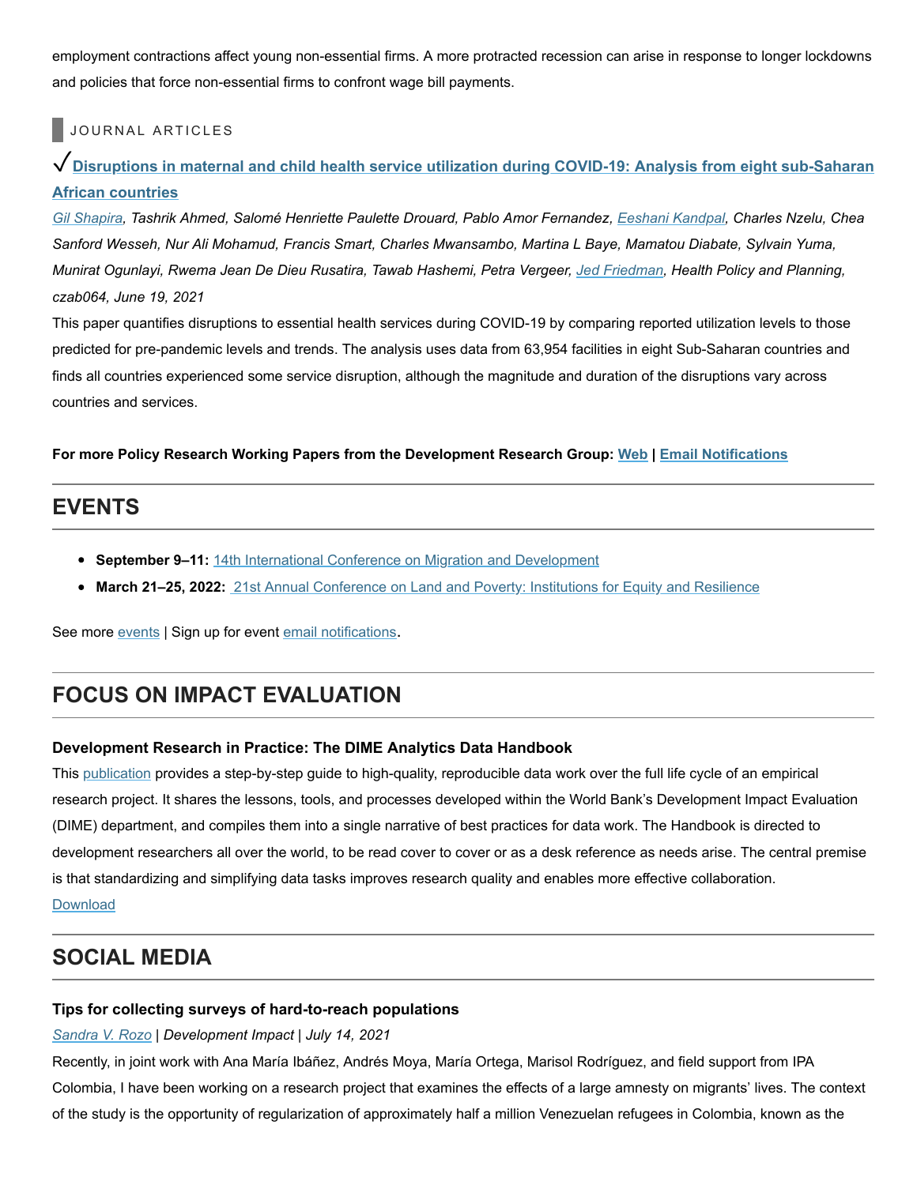employment contractions affect young non-essential firms. A more protracted recession can arise in response to longer lockdowns and policies that force non-essential firms to confront wage bill payments.

### JOURNAL ARTICLES

**√ Disruptions in maternal and child health service utilization during COVID-19: Analysis from eight sub-Saharan African countries**

*Gil Shapira, Tashrik Ahmed, Salomé Henriette Paulette Drouard, Pablo Amor Fernandez, Eeshani Kandpal, Charles Nzelu, Chea Sanford Wesseh, Nur Ali Mohamud, Francis Smart, Charles Mwansambo, Martina L Baye, Mamatou Diabate, Sylvain Yuma, Munirat Ogunlayi, Rwema Jean De Dieu Rusatira, Tawab Hashemi, Petra Vergeer, Jed Friedman, Health Policy and Planning, czab064, June 19, 2021*

This paper quantifies disruptions to essential health services during COVID-19 by comparing reported utilization levels to those predicted for pre-pandemic levels and trends. The analysis uses data from 63,954 facilities in eight Sub-Saharan countries and finds all countries experienced some service disruption, although the magnitude and duration of the disruptions vary across countries and services.

**For more Policy Research Working Papers from the Development Research Group: Web | Email Notifications**

## EVENTS

- **September 9–11:** 14th International Conference on Migration and Development
- **March 21–25, 2022:** 21st Annual Conference on Land and Poverty: Institutions for Equity and Resilience

See more events | Sign up for event email notifications.

## FOCUS ON IMPACT EVALUATION

**Development Research in Practice: The DIME Analytics Data Handbook**

This publication provides a step-by-step guide to high-quality, reproducible data work over the full life cycle of an empirical research project. It shares the lessons, tools, and processes developed within the World Bank's Development Impact Evaluation (DIME) department, and compiles them into a single narrative of best practices for data work. The Handbook is directed to development researchers all over the world, to be read cover to cover or as a desk reference as needs arise. The central premise is that standardizing and simplifying data tasks improves research quality and enables more effective collaboration.

Download

## SOCIAL MEDIA

**Tips for collecting surveys of hard-to-reach populations**

*Sandra V. Rozo | Development Impact | July 14, 2021*

Recently, in joint work with Ana María Ibáñez, Andrés Moya, María Ortega, Marisol Rodríguez, and field support from IPA Colombia, I have been working on a research project that examines the effects of a large amnesty on migrants' lives. The context of the study is the opportunity of regularization of approximately half a million Venezuelan refugees in Colombia, known as the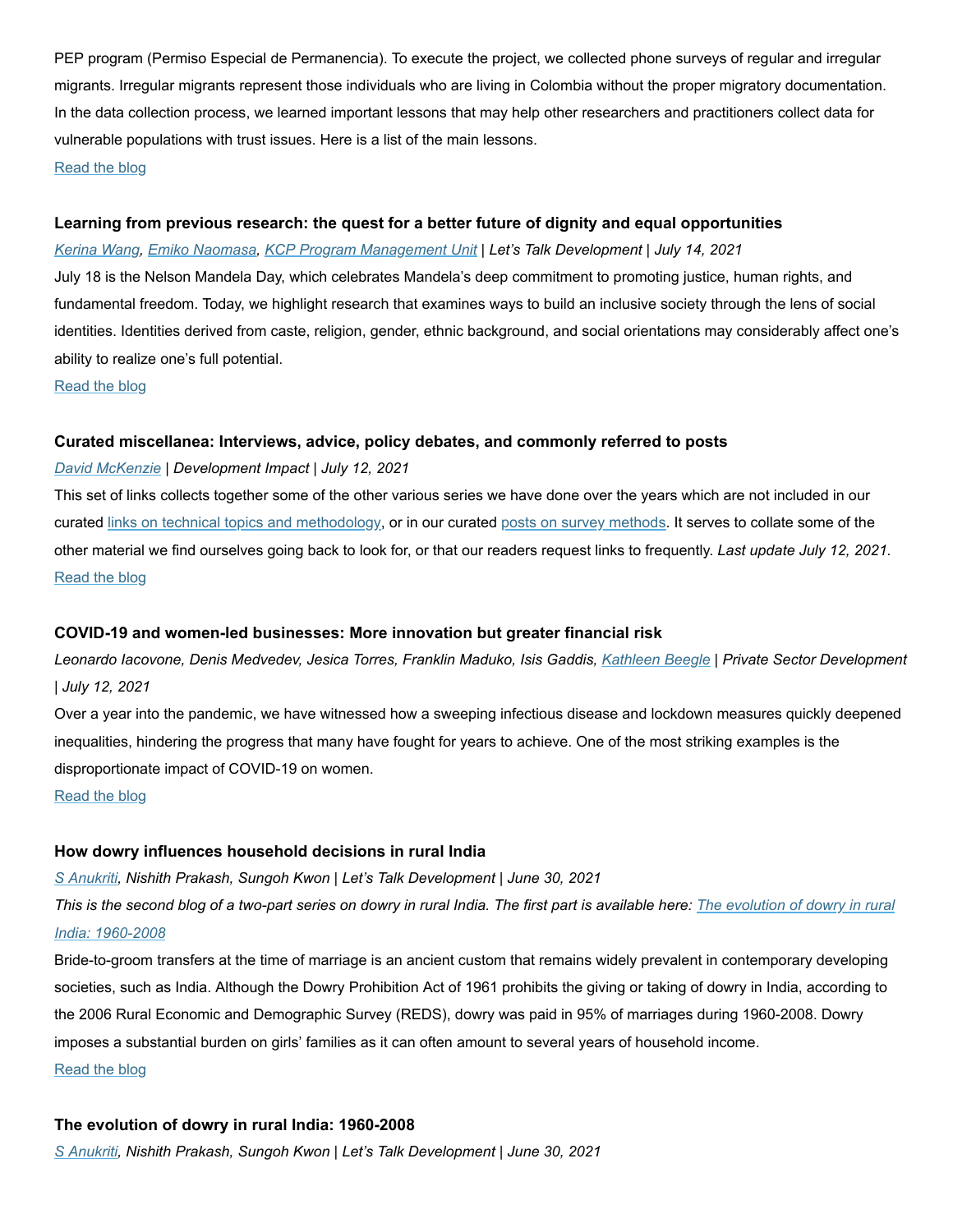PEP program (Permiso Especial de Permanencia). To execute the project, we collected phone surveys of regular and irregular migrants. Irregular migrants represent those individuals who are living in Colombia without the proper migratory documentation. In the data collection process, we learned important lessons that may help other researchers and practitioners collect data for vulnerable populations with trust issues. Here is a list of the main lessons.

[Read the blog]()

### Learning from previous research: the quest for a better future of dignity and equal opportunities

*[Kerina Wang](), [Emiko Naomasa](), [KCP Program Management Unit]() | Let's Talk Development | July 14, 2021*

July 18 is the Nelson Mandela Day, which celebrates Mandela's deep commitment to promoting justice, human rights, and fundamental freedom. Today, we highlight research that examines ways to build an inclusive society through the lens of social identities. Identities derived from caste, religion, gender, ethnic background, and social orientations may considerably affect one's ability to realize one's full potential.

[Read the blog]()

### Curated miscellanea: Interviews, advice, policy debates, and commonly referred to posts

*[David McKenzie]() | Development Impact | July 12, 2021*

This set of links collects together some of the other various series we have done over the years which are not included in our curated [links on technical topics and methodology](), or in our curated [posts on survey methods](). It serves to collate some of the other material we find ourselves going back to look for, or that our readers request links to frequently. *Last update July 12, 2021.*

[Read the blog]()

### COVID-19 and women-led businesses: More innovation but greater financial risk

*Leonardo Iacovone, Denis Medvedev, Jesica Torres, Franklin Maduko, Isis Gaddis, [Kathleen Beegle]() | Private Sector Development | July 12, 2021*

Over a year into the pandemic, we have witnessed how a sweeping infectious disease and lockdown measures quickly deepened inequalities, hindering the progress that many have fought for years to achieve. One of the most striking examples is the disproportionate impact of COVID-19 on women.

[Read the blog]()

### How dowry influences household decisions in rural India

*[S Anukriti](), Nishith Prakash, Sungoh Kwon | Let's Talk Development | June 30, 2021*

*This is the second blog of a two-part series on dowry in rural India. The first part is available here: [The evolution of dowry in rural India: 1960-2008]()*

Bride-to-groom transfers at the time of marriage is an ancient custom that remains widely prevalent in contemporary developing societies, such as India. Although the Dowry Prohibition Act of 1961 prohibits the giving or taking of dowry in India, according to the 2006 Rural Economic and Demographic Survey (REDS), dowry was paid in 95% of marriages during 1960-2008. Dowry imposes a substantial burden on girls' families as it can often amount to several years of household income.

[Read the blog]()

### The evolution of dowry in rural India: 1960-2008

*[S Anukriti](), Nishith Prakash, Sungoh Kwon | Let's Talk Development | June 30, 2021*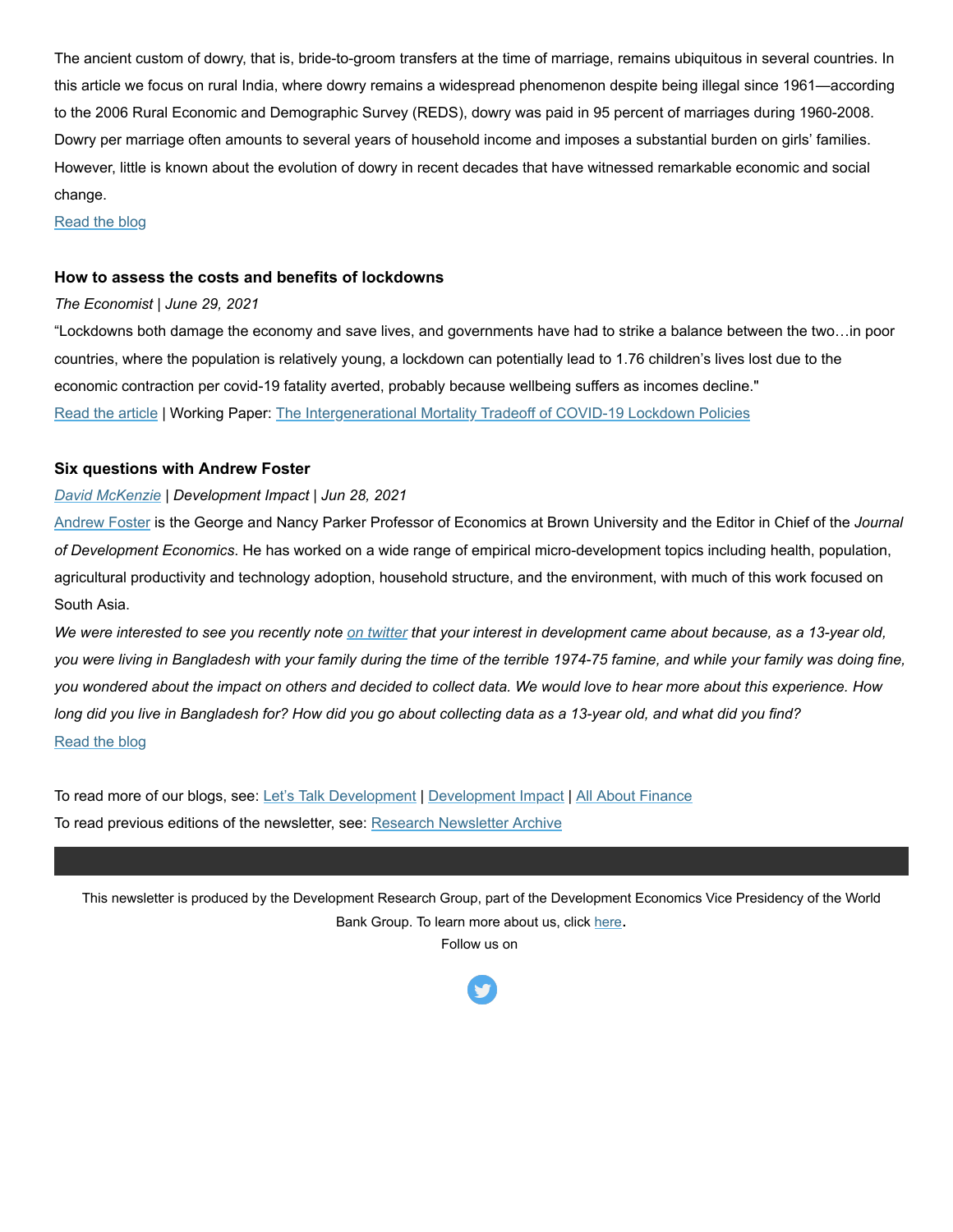The ancient custom of dowry, that is, bride-to-groom transfers at the time of marriage, remains ubiquitous in several countries. In this article we focus on rural India, where dowry remains a widespread phenomenon despite being illegal since 1961—according to the 2006 Rural Economic and Demographic Survey (REDS), dowry was paid in 95 percent of marriages during 1960-2008. Dowry per marriage often amounts to several years of household income and imposes a substantial burden on girls' families. However, little is known about the evolution of dowry in recent decades that have witnessed remarkable economic and social change.

Read the blog

### How to assess the costs and benefits of lockdowns

*The Economist | June 29, 2021*

"Lockdowns both damage the economy and save lives, and governments have had to strike a balance between the two…in poor countries, where the population is relatively young, a lockdown can potentially lead to 1.76 children's lives lost due to the economic contraction per covid-19 fatality averted, probably because wellbeing suffers as incomes decline."

Read the article | Working Paper: The Intergenerational Mortality Tradeoff of COVID-19 Lockdown Policies

### Six questions with Andrew Foster

*David McKenzie | Development Impact | Jun 28, 2021*

Andrew Foster is the George and Nancy Parker Professor of Economics at Brown University and the Editor in Chief of the *Journal of Development Economics*. He has worked on a wide range of empirical micro-development topics including health, population, agricultural productivity and technology adoption, household structure, and the environment, with much of this work focused on South Asia.

*We were interested to see you recently note on twitter that your interest in development came about because, as a 13-year old, you were living in Bangladesh with your family during the time of the terrible 1974-75 famine, and while your family was doing fine, you wondered about the impact on others and decided to collect data. We would love to hear more about this experience. How long did you live in Bangladesh for? How did you go about collecting data as a 13-year old, and what did you find?*

Read the blog

To read more of our blogs, see: Let's Talk Development | Development Impact | All About Finance

To read previous editions of the newsletter, see: Research Newsletter Archive

This newsletter is produced by the Development Research Group, part of the Development Economics Vice Presidency of the World Bank Group. To learn more about us, click here.

Follow us on